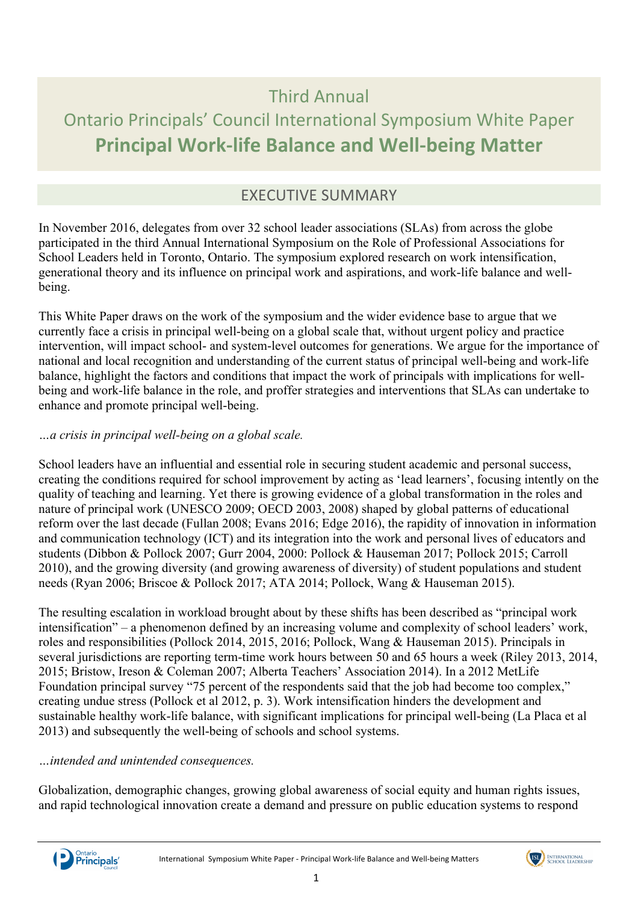# Third Annual
# Ontario Principals' Council International Symposium White Paper
# **Principal Work-life Balance and Well-being Matter**

## EXECUTIVE SUMMARY

In November 2016, delegates from over 32 school leader associations (SLAs) from across the globe participated in the third Annual International Symposium on the Role of Professional Associations for School Leaders held in Toronto, Ontario. The symposium explored research on work intensification, generational theory and its influence on principal work and aspirations, and work-life balance and well-being.

This White Paper draws on the work of the symposium and the wider evidence base to argue that we currently face a crisis in principal well-being on a global scale that, without urgent policy and practice intervention, will impact school- and system-level outcomes for generations. We argue for the importance of national and local recognition and understanding of the current status of principal well-being and work-life balance, highlight the factors and conditions that impact the work of principals with implications for well-being and work-life balance in the role, and proffer strategies and interventions that SLAs can undertake to enhance and promote principal well-being.

*…a crisis in principal well-being on a global scale.*

School leaders have an influential and essential role in securing student academic and personal success, creating the conditions required for school improvement by acting as 'lead learners', focusing intently on the quality of teaching and learning. Yet there is growing evidence of a global transformation in the roles and nature of principal work (UNESCO 2009; OECD 2003, 2008) shaped by global patterns of educational reform over the last decade (Fullan 2008; Evans 2016; Edge 2016), the rapidity of innovation in information and communication technology (ICT) and its integration into the work and personal lives of educators and students (Dibbon & Pollock 2007; Gurr 2004, 2000: Pollock & Hauseman 2017; Pollock 2015; Carroll 2010), and the growing diversity (and growing awareness of diversity) of student populations and student needs (Ryan 2006; Briscoe & Pollock 2017; ATA 2014; Pollock, Wang & Hauseman 2015).

The resulting escalation in workload brought about by these shifts has been described as "principal work intensification" – a phenomenon defined by an increasing volume and complexity of school leaders' work, roles and responsibilities (Pollock 2014, 2015, 2016; Pollock, Wang & Hauseman 2015). Principals in several jurisdictions are reporting term-time work hours between 50 and 65 hours a week (Riley 2013, 2014, 2015; Bristow, Ireson & Coleman 2007; Alberta Teachers' Association 2014). In a 2012 MetLife Foundation principal survey "75 percent of the respondents said that the job had become too complex," creating undue stress (Pollock et al 2012, p. 3). Work intensification hinders the development and sustainable healthy work-life balance, with significant implications for principal well-being (La Placa et al 2013) and subsequently the well-being of schools and school systems.

*…intended and unintended consequences.*

Globalization, demographic changes, growing global awareness of social equity and human rights issues, and rapid technological innovation create a demand and pressure on public education systems to respond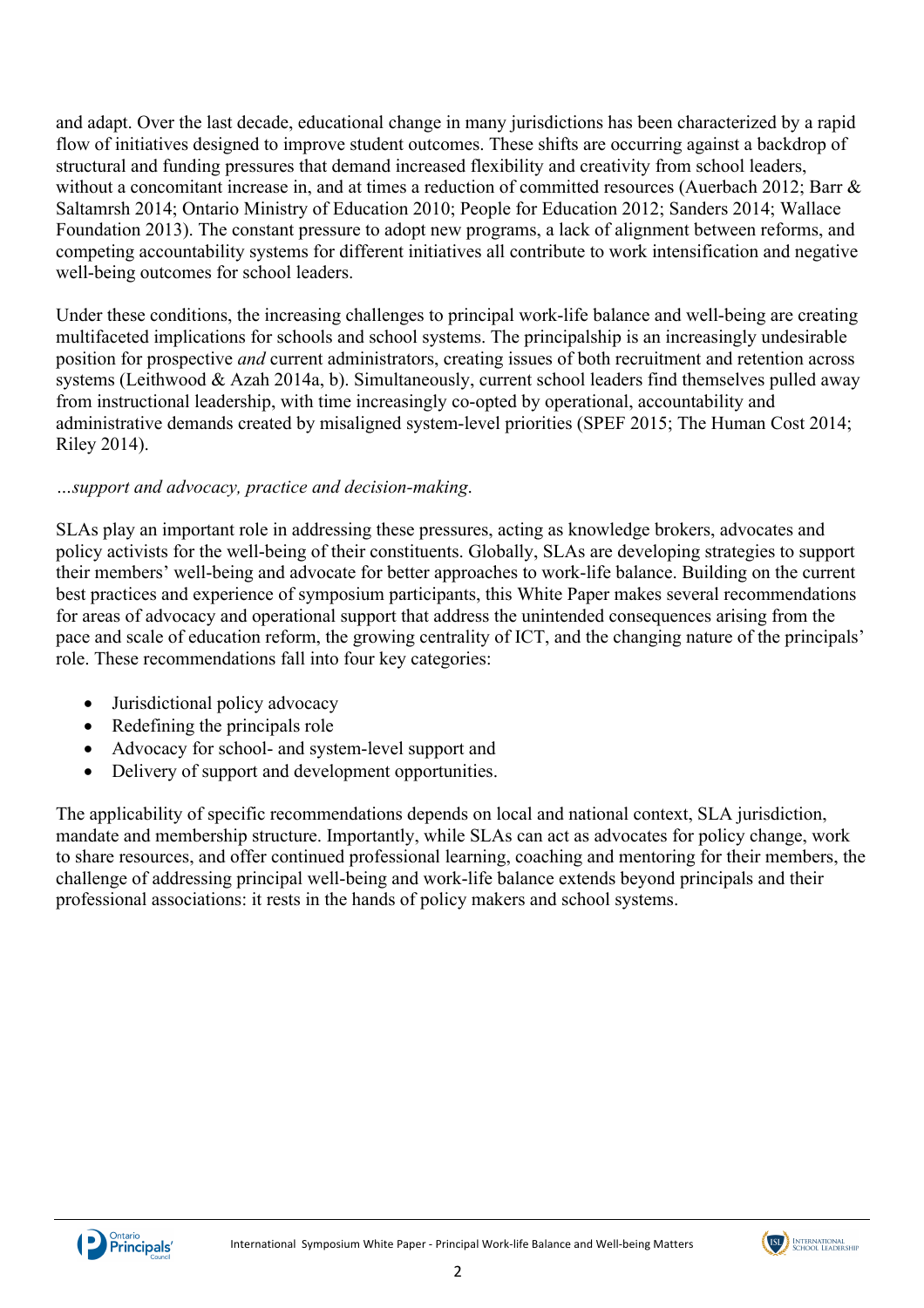and adapt. Over the last decade, educational change in many jurisdictions has been characterized by a rapid flow of initiatives designed to improve student outcomes. These shifts are occurring against a backdrop of structural and funding pressures that demand increased flexibility and creativity from school leaders, without a concomitant increase in, and at times a reduction of committed resources (Auerbach 2012; Barr & Saltamrsh 2014; Ontario Ministry of Education 2010; People for Education 2012; Sanders 2014; Wallace Foundation 2013). The constant pressure to adopt new programs, a lack of alignment between reforms, and competing accountability systems for different initiatives all contribute to work intensification and negative well-being outcomes for school leaders.

Under these conditions, the increasing challenges to principal work-life balance and well-being are creating multifaceted implications for schools and school systems. The principalship is an increasingly undesirable position for prospective *and* current administrators, creating issues of both recruitment and retention across systems (Leithwood & Azah 2014a, b). Simultaneously, current school leaders find themselves pulled away from instructional leadership, with time increasingly co-opted by operational, accountability and administrative demands created by misaligned system-level priorities (SPEF 2015; The Human Cost 2014; Riley 2014).

*…support and advocacy, practice and decision-making.*

SLAs play an important role in addressing these pressures, acting as knowledge brokers, advocates and policy activists for the well-being of their constituents. Globally, SLAs are developing strategies to support their members' well-being and advocate for better approaches to work-life balance. Building on the current best practices and experience of symposium participants, this White Paper makes several recommendations for areas of advocacy and operational support that address the unintended consequences arising from the pace and scale of education reform, the growing centrality of ICT, and the changing nature of the principals' role. These recommendations fall into four key categories:

- Jurisdictional policy advocacy
- Redefining the principals role
- Advocacy for school- and system-level support and
- Delivery of support and development opportunities.

The applicability of specific recommendations depends on local and national context, SLA jurisdiction, mandate and membership structure. Importantly, while SLAs can act as advocates for policy change, work to share resources, and offer continued professional learning, coaching and mentoring for their members, the challenge of addressing principal well-being and work-life balance extends beyond principals and their professional associations: it rests in the hands of policy makers and school systems.